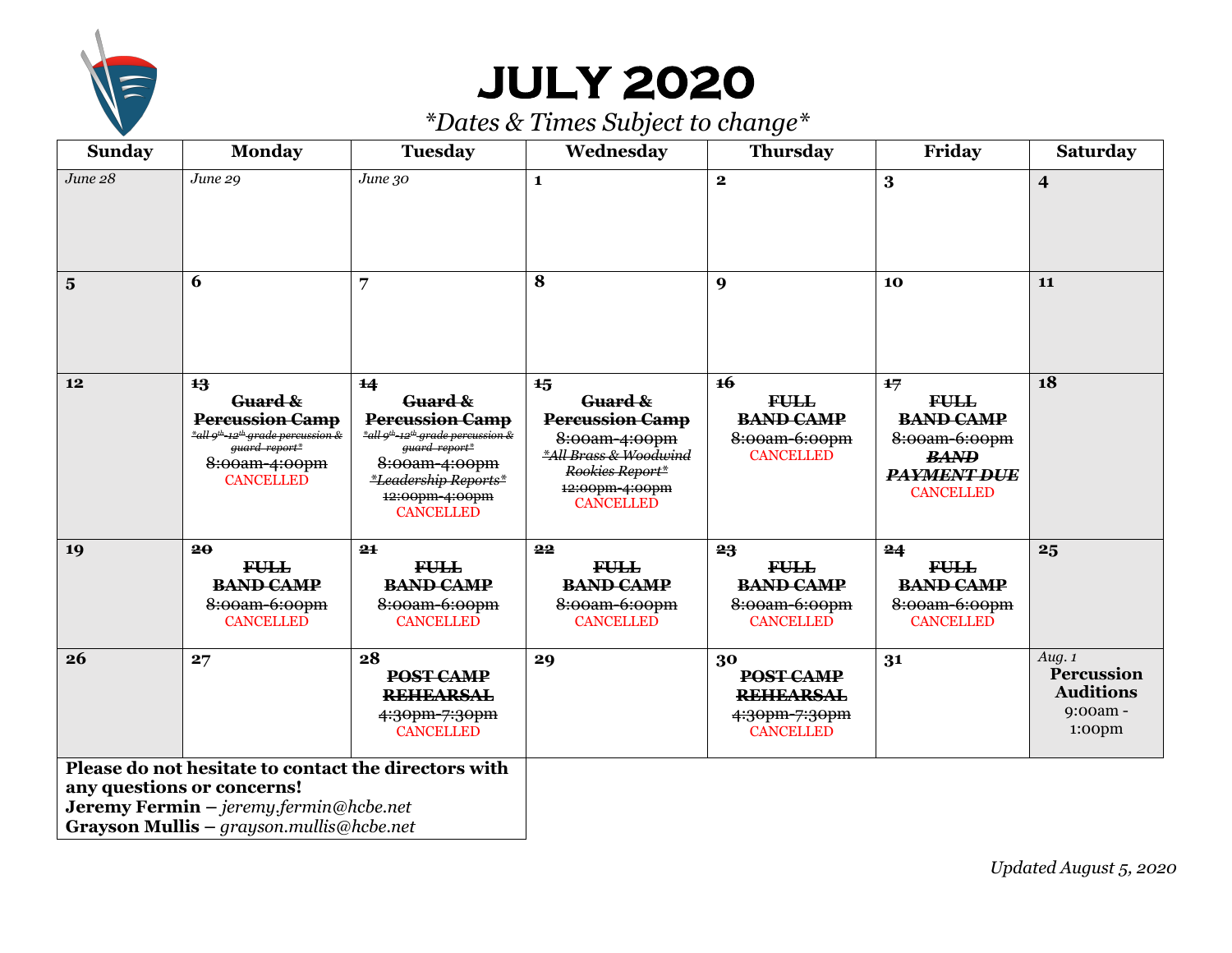# JULY 2020

*\*Dates & Times Subject to change\**

| Sunday | Monday | Tuesday | Wednesday | Thursday | Friday | Saturday |
|---|---|---|---|---|---|---|
| *June 28* | *June 29* | *June 30* | 1 | 2 | 3 | 4 |
| 5 | 6 | 7 | 8 | 9 | 10 | 11 |
| 12 | ~~13~~ ~~**Guard & Percussion Camp**~~ ~~*\*all 9th-12th grade percussion & guard report\**~~ ~~8:00am-4:00pm~~ CANCELLED | ~~14~~ ~~**Guard & Percussion Camp**~~ ~~*\*all 9th-12th grade percussion & guard report\**~~ ~~8:00am-4:00pm~~ ~~*\*Leadership Reports\**~~ ~~12:00pm-4:00pm~~ CANCELLED | ~~15~~ ~~**Guard & Percussion Camp**~~ ~~8:00am-4:00pm~~ ~~*\*All Brass & Woodwind Rookies Report\**~~ ~~12:00pm-4:00pm~~ CANCELLED | ~~16~~ ~~**FULL BAND CAMP**~~ ~~8:00am-6:00pm~~ CANCELLED | ~~17~~ ~~**FULL BAND CAMP**~~ ~~8:00am-6:00pm~~ ~~***BAND PAYMENT DUE***~~ CANCELLED | 18 |
| 19 | ~~20~~ ~~**FULL BAND CAMP**~~ ~~8:00am-6:00pm~~ CANCELLED | ~~21~~ ~~**FULL BAND CAMP**~~ ~~8:00am-6:00pm~~ CANCELLED | ~~22~~ ~~**FULL BAND CAMP**~~ ~~8:00am-6:00pm~~ CANCELLED | ~~23~~ ~~**FULL BAND CAMP**~~ ~~8:00am-6:00pm~~ CANCELLED | ~~24~~ ~~**FULL BAND CAMP**~~ ~~8:00am-6:00pm~~ CANCELLED | 25 |
| 26 | 27 | 28 ~~**POST CAMP REHEARSAL**~~ ~~4:30pm-7:30pm~~ CANCELLED | 29 | 30 ~~**POST CAMP REHEARSAL**~~ ~~4:30pm-7:30pm~~ CANCELLED | 31 | *Aug. 1* **Percussion Auditions** 9:00am - 1:00pm |

**Please do not hesitate to contact the directors with any questions or concerns!**
**Jeremy Fermin** – *jeremy.fermin@hcbe.net*
**Grayson Mullis** – *grayson.mullis@hcbe.net*

*Updated August 5, 2020*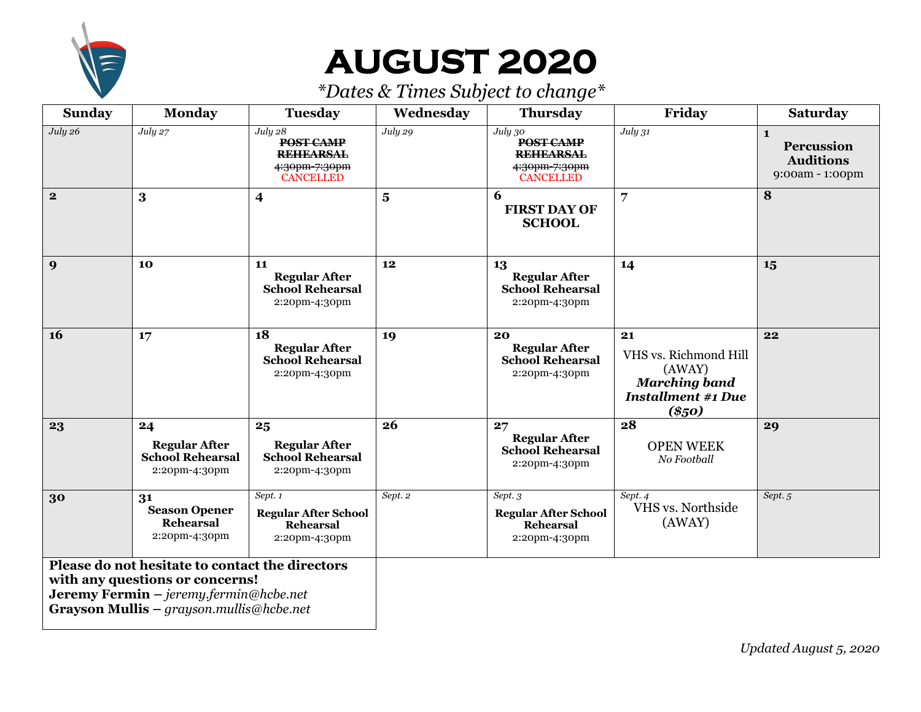# AUGUST 2020

*\*Dates & Times Subject to change\**

| Sunday | Monday | Tuesday | Wednesday | Thursday | Friday | Saturday |
|---|---|---|---|---|---|---|
| *July 26* | *July 27* | *July 28* ~~**POST CAMP REHEARSAL**~~ ~~4:30pm-7:30pm~~ CANCELLED | *July 29* | *July 30* ~~**POST CAMP REHEARSAL**~~ ~~4:30pm-7:30pm~~ CANCELLED | *July 31* | **1** **Percussion Auditions** 9:00am - 1:00pm |
| **2** | **3** | **4** | **5** | **6** **FIRST DAY OF SCHOOL** | **7** | **8** |
| **9** | **10** | **11** **Regular After School Rehearsal** 2:20pm-4:30pm | **12** | **13** **Regular After School Rehearsal** 2:20pm-4:30pm | **14** | **15** |
| **16** | **17** | **18** **Regular After School Rehearsal** 2:20pm-4:30pm | **19** | **20** **Regular After School Rehearsal** 2:20pm-4:30pm | **21** VHS vs. Richmond Hill (AWAY) ***Marching band Installment #1 Due ($50)*** | **22** |
| **23** | **24** **Regular After School Rehearsal** 2:20pm-4:30pm | **25** **Regular After School Rehearsal** 2:20pm-4:30pm | **26** | **27** **Regular After School Rehearsal** 2:20pm-4:30pm | **28** OPEN WEEK *No Football* | **29** |
| **30** | **31** **Season Opener Rehearsal** 2:20pm-4:30pm | *Sept. 1* **Regular After School Rehearsal** 2:20pm-4:30pm | *Sept. 2* | *Sept. 3* **Regular After School Rehearsal** 2:20pm-4:30pm | *Sept. 4* VHS vs. Northside (AWAY) | *Sept. 5* |

**Please do not hesitate to contact the directors with any questions or concerns!**
**Jeremy Fermin** – *jeremy.fermin@hcbe.net*
**Grayson Mullis** – *grayson.mullis@hcbe.net*

*Updated August 5, 2020*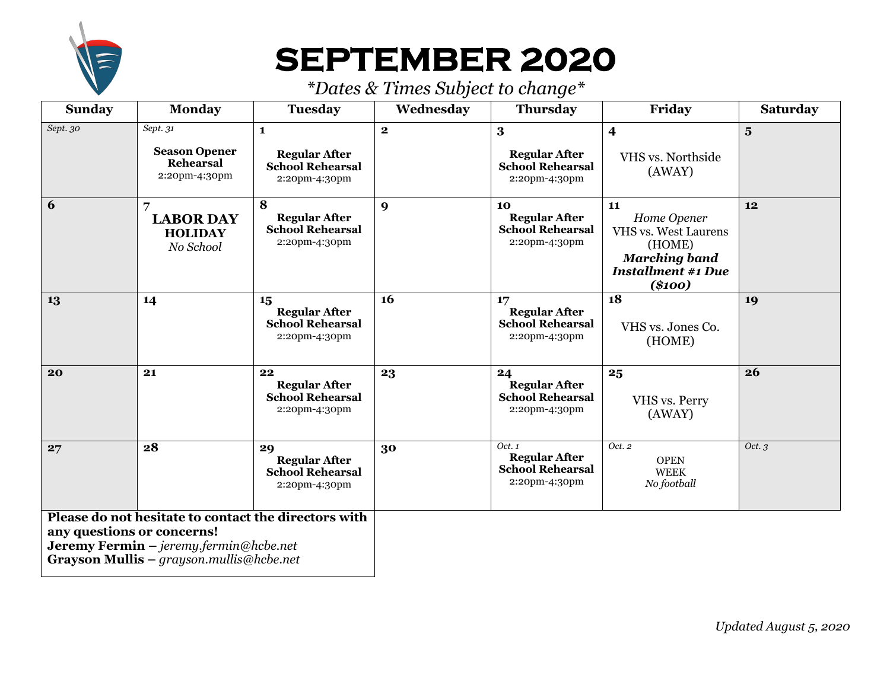# SEPTEMBER 2020

*\*Dates & Times Subject to change\**

| Sunday | Monday | Tuesday | Wednesday | Thursday | Friday | Saturday |
|---|---|---|---|---|---|---|
| *Sept. 30* | *Sept. 31*<br>**Season Opener Rehearsal**<br>2:20pm-4:30pm | **1**<br>**Regular After School Rehearsal**<br>2:20pm-4:30pm | **2** | **3**<br>**Regular After School Rehearsal**<br>2:20pm-4:30pm | **4**<br>VHS vs. Northside (AWAY) | **5** |
| **6** | **7**<br>**LABOR DAY HOLIDAY**<br>*No School* | **8**<br>**Regular After School Rehearsal**<br>2:20pm-4:30pm | **9** | **10**<br>**Regular After School Rehearsal**<br>2:20pm-4:30pm | **11**<br>*Home Opener*<br>VHS vs. West Laurens (HOME)<br>***Marching band Installment #1 Due ($100)*** | **12** |
| **13** | **14** | **15**<br>**Regular After School Rehearsal**<br>2:20pm-4:30pm | **16** | **17**<br>**Regular After School Rehearsal**<br>2:20pm-4:30pm | **18**<br>VHS vs. Jones Co. (HOME) | **19** |
| **20** | **21** | **22**<br>**Regular After School Rehearsal**<br>2:20pm-4:30pm | **23** | **24**<br>**Regular After School Rehearsal**<br>2:20pm-4:30pm | **25**<br>VHS vs. Perry (AWAY) | **26** |
| **27** | **28** | **29**<br>**Regular After School Rehearsal**<br>2:20pm-4:30pm | **30** | *Oct. 1*<br>**Regular After School Rehearsal**<br>2:20pm-4:30pm | *Oct. 2*<br>OPEN WEEK<br>*No football* | *Oct. 3* |

**Please do not hesitate to contact the directors with any questions or concerns!**
**Jeremy Fermin** – *jeremy.fermin@hcbe.net*
**Grayson Mullis** – *grayson.mullis@hcbe.net*

*Updated August 5, 2020*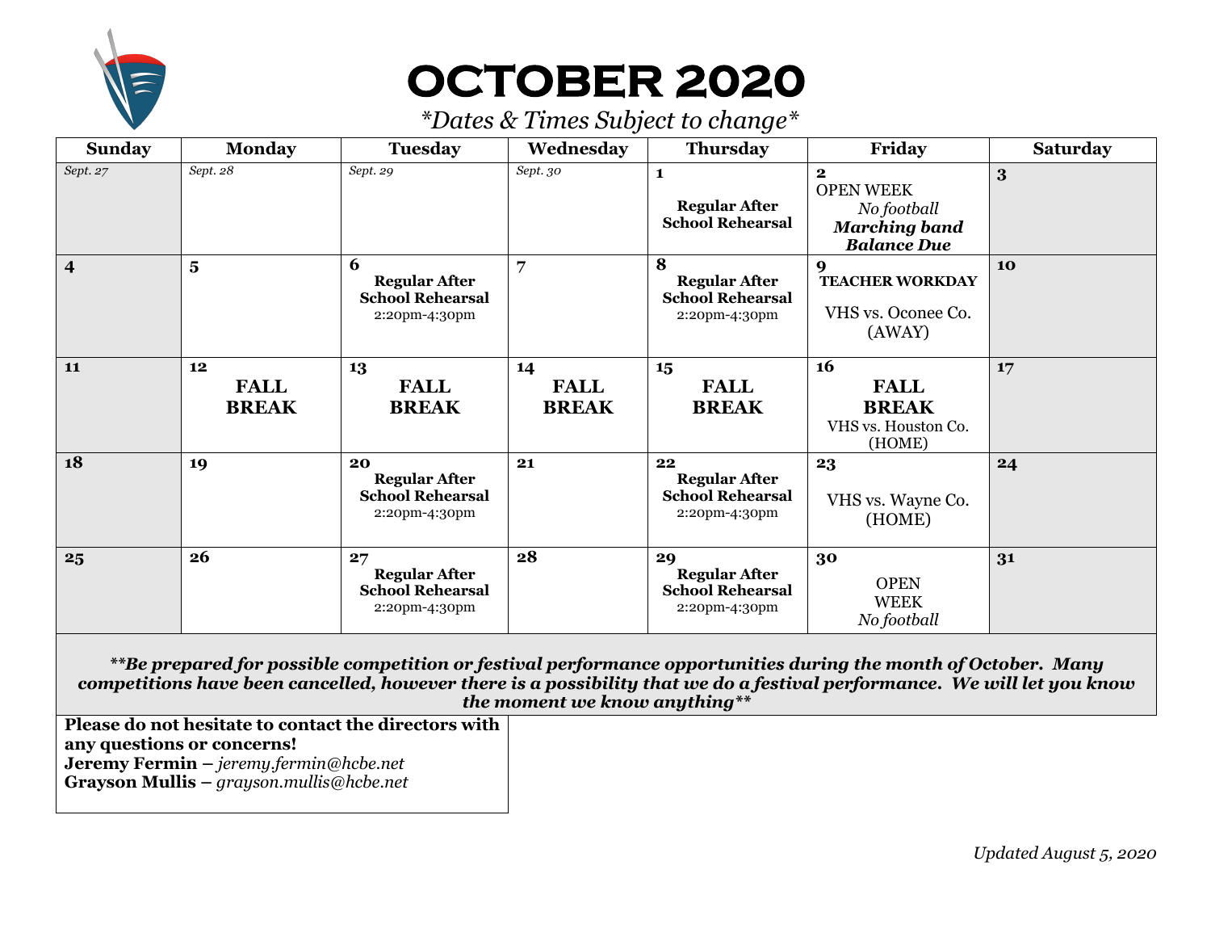# OCTOBER 2020

*\*Dates & Times Subject to change\**

| Sunday | Monday | Tuesday | Wednesday | Thursday | Friday | Saturday |
|---|---|---|---|---|---|---|
| *Sept. 27* | *Sept. 28* | *Sept. 29* | *Sept. 30* | **1** **Regular After School Rehearsal** | **2** OPEN WEEK *No football* ***Marching band Balance Due*** | **3** |
| **4** | **5** | **6** **Regular After School Rehearsal** 2:20pm-4:30pm | **7** | **8** **Regular After School Rehearsal** 2:20pm-4:30pm | **9** **TEACHER WORKDAY** VHS vs. Oconee Co. (AWAY) | **10** |
| **11** | **12** **FALL BREAK** | **13** **FALL BREAK** | **14** **FALL BREAK** | **15** **FALL BREAK** | **16** **FALL BREAK** VHS vs. Houston Co. (HOME) | **17** |
| **18** | **19** | **20** **Regular After School Rehearsal** 2:20pm-4:30pm | **21** | **22** **Regular After School Rehearsal** 2:20pm-4:30pm | **23** VHS vs. Wayne Co. (HOME) | **24** |
| **25** | **26** | **27** **Regular After School Rehearsal** 2:20pm-4:30pm | **28** | **29** **Regular After School Rehearsal** 2:20pm-4:30pm | **30** OPEN WEEK *No football* | **31** |

***\*\*Be prepared for possible competition or festival performance opportunities during the month of October. Many competitions have been cancelled, however there is a possibility that we do a festival performance. We will let you know the moment we know anything\*\****

**Please do not hesitate to contact the directors with any questions or concerns!**
**Jeremy Fermin –** *jeremy.fermin@hcbe.net*
**Grayson Mullis –** *grayson.mullis@hcbe.net*

*Updated August 5, 2020*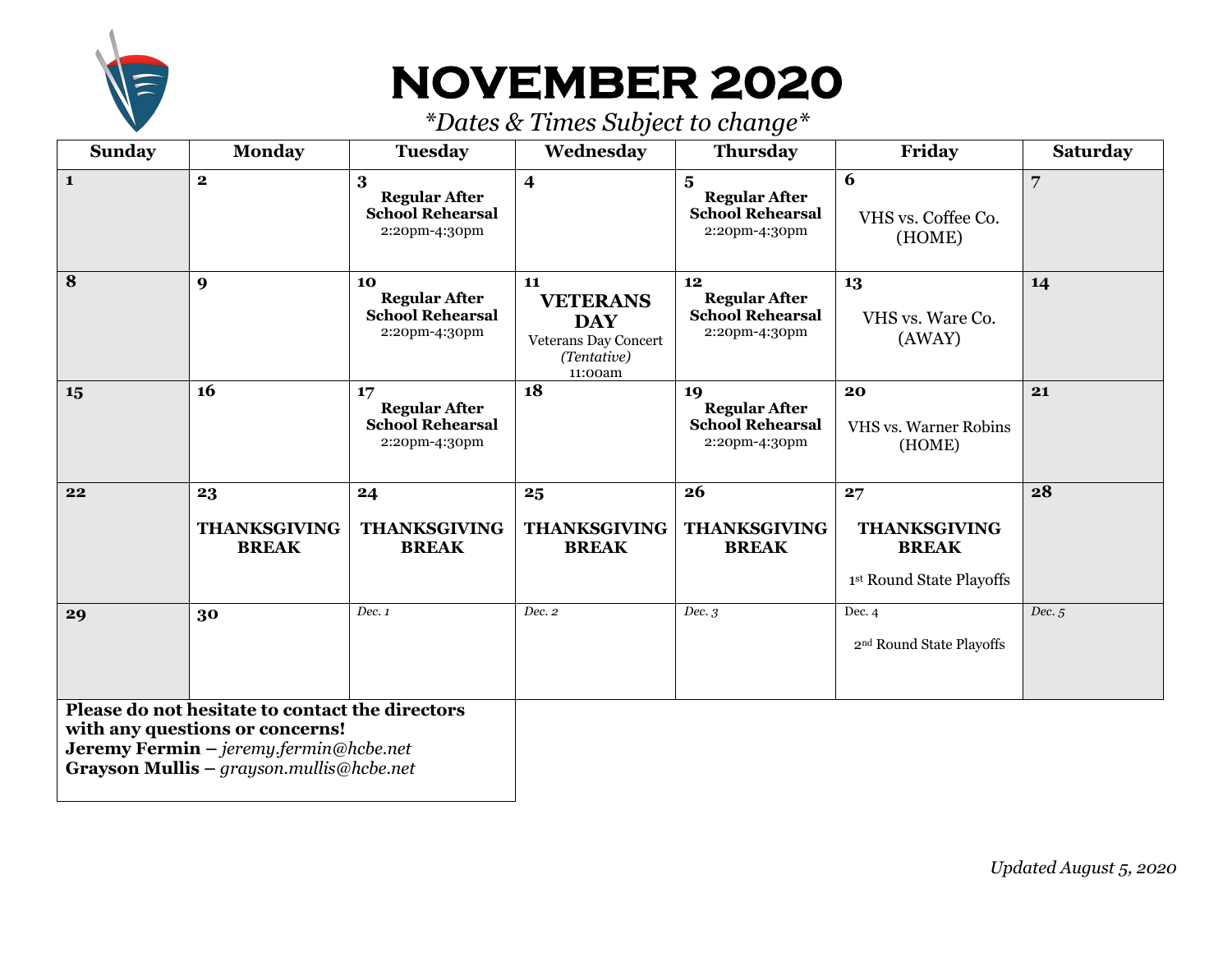# NOVEMBER 2020

*\*Dates & Times Subject to change\**

| Sunday | Monday | Tuesday | Wednesday | Thursday | Friday | Saturday |
|---|---|---|---|---|---|---|
| **1** | **2** | **3** **Regular After School Rehearsal** 2:20pm-4:30pm | **4** | **5** **Regular After School Rehearsal** 2:20pm-4:30pm | **6** VHS vs. Coffee Co. (HOME) | **7** |
| **8** | **9** | **10** **Regular After School Rehearsal** 2:20pm-4:30pm | **11** **VETERANS DAY** Veterans Day Concert *(Tentative)* 11:00am | **12** **Regular After School Rehearsal** 2:20pm-4:30pm | **13** VHS vs. Ware Co. (AWAY) | **14** |
| **15** | **16** | **17** **Regular After School Rehearsal** 2:20pm-4:30pm | **18** | **19** **Regular After School Rehearsal** 2:20pm-4:30pm | **20** VHS vs. Warner Robins (HOME) | **21** |
| **22** | **23** **THANKSGIVING BREAK** | **24** **THANKSGIVING BREAK** | **25** **THANKSGIVING BREAK** | **26** **THANKSGIVING BREAK** | **27** **THANKSGIVING BREAK** 1st Round State Playoffs | **28** |
| **29** | **30** | *Dec. 1* | *Dec. 2* | *Dec. 3* | Dec. 4 2nd Round State Playoffs | *Dec. 5* |

**Please do not hesitate to contact the directors with any questions or concerns!**
**Jeremy Fermin –** *jeremy.fermin@hcbe.net*
**Grayson Mullis –** *grayson.mullis@hcbe.net*

*Updated August 5, 2020*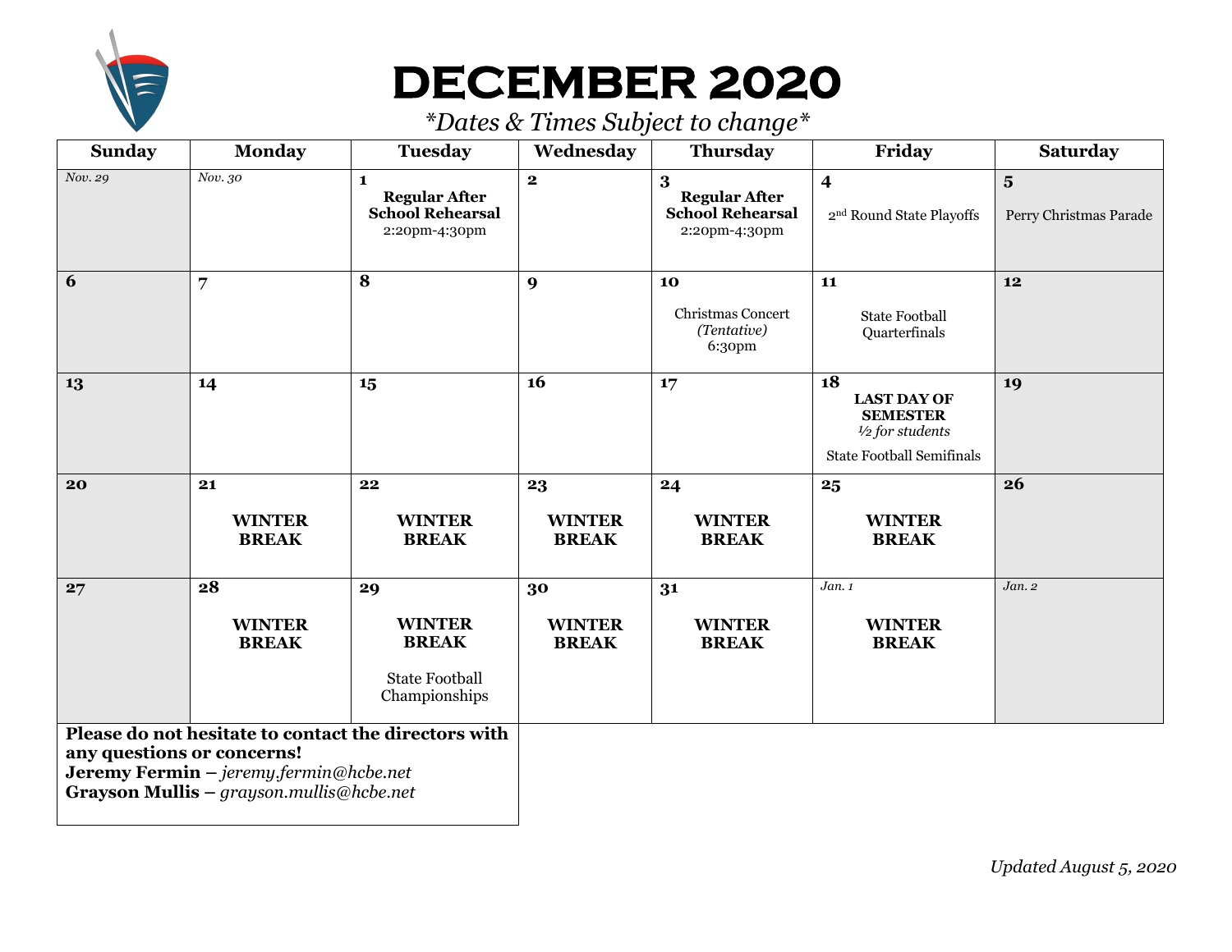# DECEMBER 2020

*\*Dates & Times Subject to change\**

| Sunday | Monday | Tuesday | Wednesday | Thursday | Friday | Saturday |
|---|---|---|---|---|---|---|
| *Nov. 29* | *Nov. 30* | **1** **Regular After School Rehearsal** 2:20pm-4:30pm | **2** | **3** **Regular After School Rehearsal** 2:20pm-4:30pm | **4** 2nd Round State Playoffs | **5** Perry Christmas Parade |
| **6** | **7** | **8** | **9** | **10** Christmas Concert *(Tentative)* 6:30pm | **11** State Football Quarterfinals | **12** |
| **13** | **14** | **15** | **16** | **17** | **18** **LAST DAY OF SEMESTER** *½ for students* State Football Semifinals | **19** |
| **20** | **21** **WINTER BREAK** | **22** **WINTER BREAK** | **23** **WINTER BREAK** | **24** **WINTER BREAK** | **25** **WINTER BREAK** | **26** |
| **27** | **28** **WINTER BREAK** | **29** **WINTER BREAK** State Football Championships | **30** **WINTER BREAK** | **31** **WINTER BREAK** | *Jan. 1* **WINTER BREAK** | *Jan. 2* |

**Please do not hesitate to contact the directors with any questions or concerns!**
**Jeremy Fermin** – *jeremy.fermin@hcbe.net*
**Grayson Mullis** – *grayson.mullis@hcbe.net*

*Updated August 5, 2020*